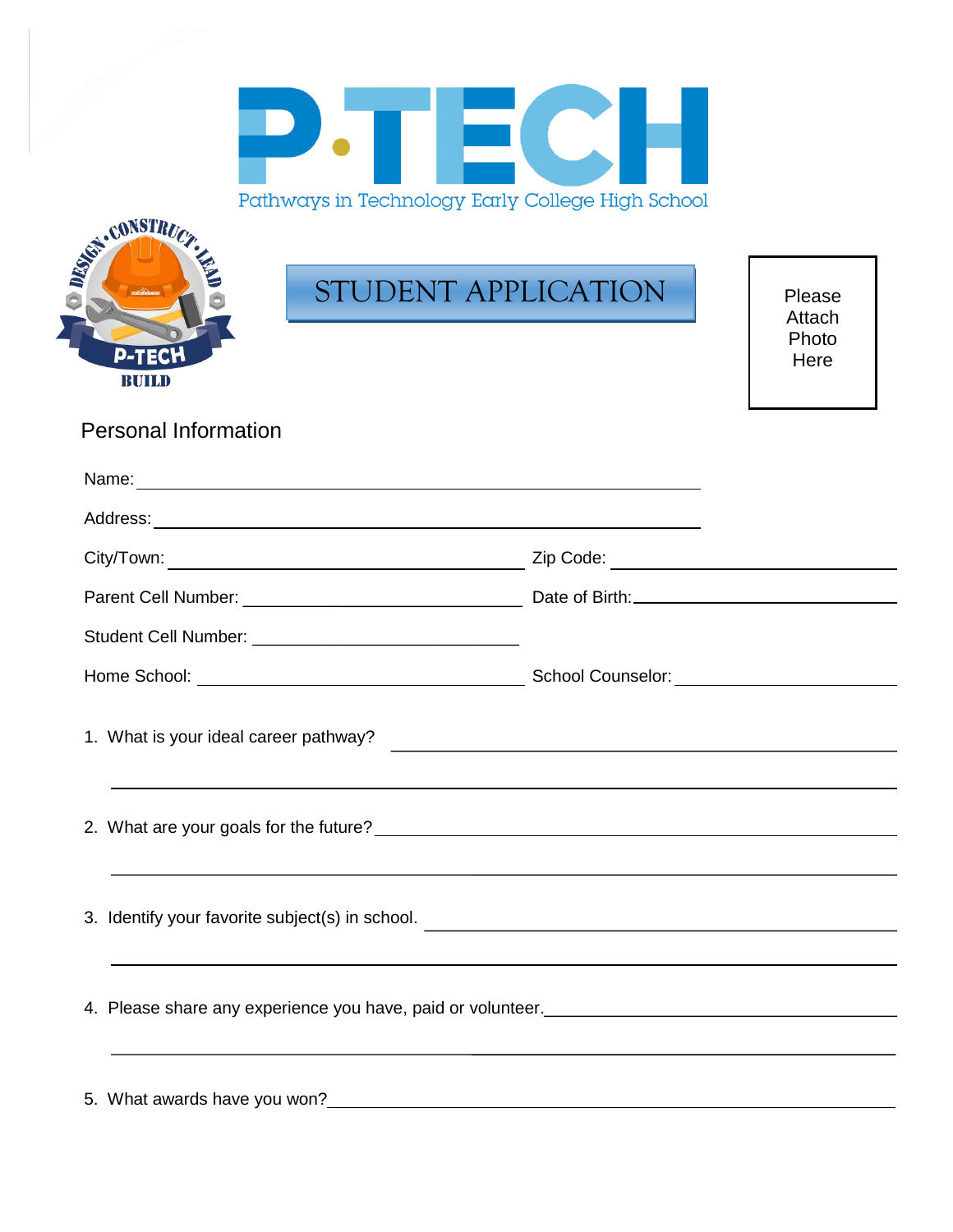# P-TECH

Pathways in Technology Early College High School

DESIGN • CONSTRUCT • LEAD
P-TECH
BUILD

## STUDENT APPLICATION

Please Attach Photo Here

### Personal Information

Name: ______________________________

Address: ______________________________

City/Town: ______________________ Zip Code: ______________________

Parent Cell Number: ______________________ Date of Birth: ______________________

Student Cell Number: ______________________

Home School: ______________________ School Counselor: ______________________

1. What is your ideal career pathway? ______________________________

______________________________

2. What are your goals for the future? ______________________________

______________________________

3. Identify your favorite subject(s) in school. ______________________________

______________________________

4. Please share any experience you have, paid or volunteer. ______________________________

______________________________

5. What awards have you won? ______________________________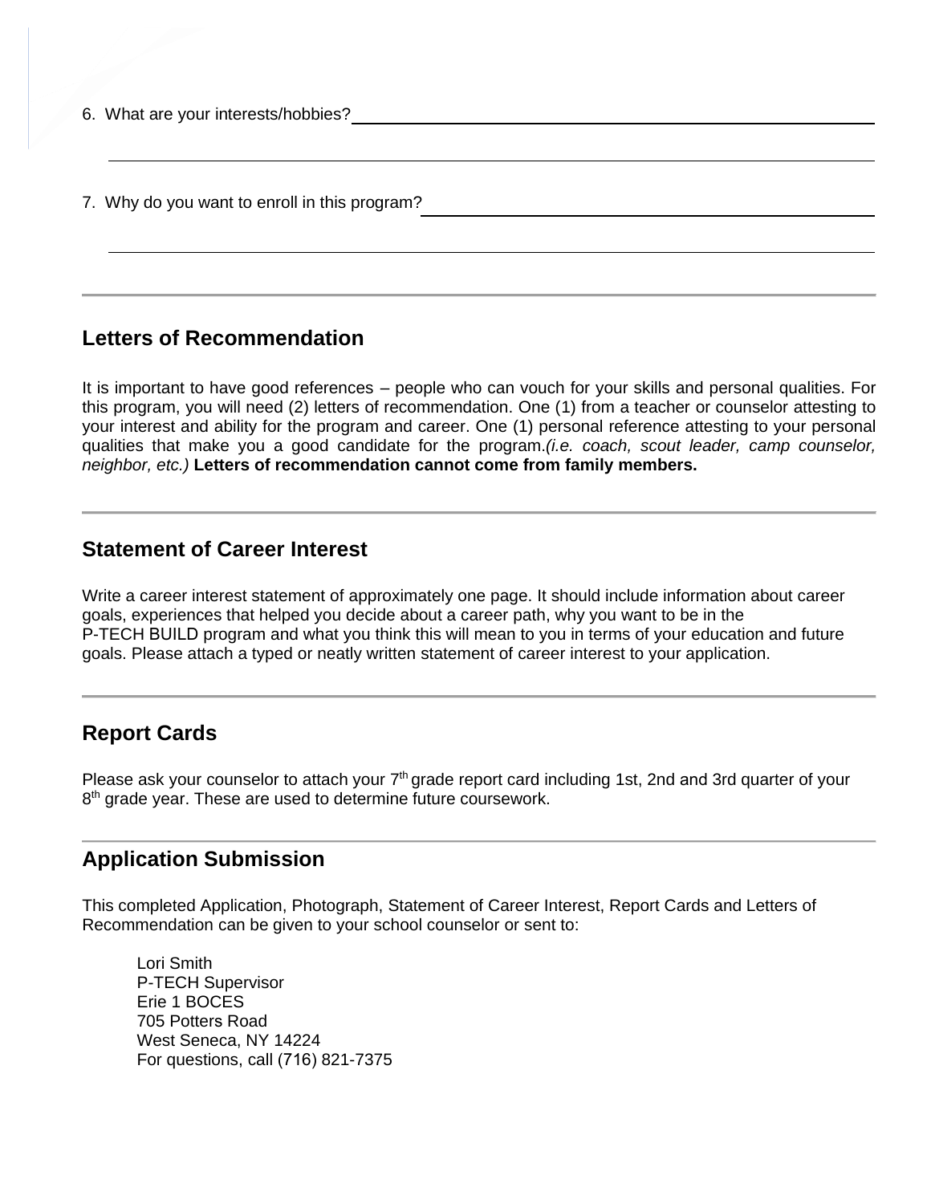6. What are your interests/hobbies?\_\_\_\_\_\_\_\_\_\_\_\_\_\_\_\_\_\_\_\_\_\_\_\_\_\_\_\_\_\_\_\_\_\_\_\_\_\_\_\_\_\_\_\_\_\_\_\_\_\_\_\_\_\_

\_\_\_\_\_\_\_\_\_\_\_\_\_\_\_\_\_\_\_\_\_\_\_\_\_\_\_\_\_\_\_\_\_\_\_\_\_\_\_\_\_\_\_\_\_\_\_\_\_\_\_\_\_\_\_\_\_\_\_\_\_\_\_\_\_\_\_\_\_\_\_\_\_\_\_\_\_\_\_\_\_\_\_\_

7. Why do you want to enroll in this program?\_\_\_\_\_\_\_\_\_\_\_\_\_\_\_\_\_\_\_\_\_\_\_\_\_\_\_\_\_\_\_\_\_\_\_\_\_\_\_\_\_\_\_\_\_\_\_\_

\_\_\_\_\_\_\_\_\_\_\_\_\_\_\_\_\_\_\_\_\_\_\_\_\_\_\_\_\_\_\_\_\_\_\_\_\_\_\_\_\_\_\_\_\_\_\_\_\_\_\_\_\_\_\_\_\_\_\_\_\_\_\_\_\_\_\_\_\_\_\_\_\_\_\_\_\_\_\_\_\_\_\_\_

---

## Letters of Recommendation

It is important to have good references – people who can vouch for your skills and personal qualities. For this program, you will need (2) letters of recommendation. One (1) from a teacher or counselor attesting to your interest and ability for the program and career. One (1) personal reference attesting to your personal qualities that make you a good candidate for the program.*(i.e. coach, scout leader, camp counselor, neighbor, etc.)* **Letters of recommendation cannot come from family members.**

---

## Statement of Career Interest

Write a career interest statement of approximately one page. It should include information about career goals, experiences that helped you decide about a career path, why you want to be in the P-TECH BUILD program and what you think this will mean to you in terms of your education and future goals. Please attach a typed or neatly written statement of career interest to your application.

---

## Report Cards

Please ask your counselor to attach your 7th grade report card including 1st, 2nd and 3rd quarter of your 8th grade year. These are used to determine future coursework.

---

## Application Submission

This completed Application, Photograph, Statement of Career Interest, Report Cards and Letters of Recommendation can be given to your school counselor or sent to:

Lori Smith
P-TECH Supervisor
Erie 1 BOCES
705 Potters Road
West Seneca, NY 14224
For questions, call (716) 821-7375